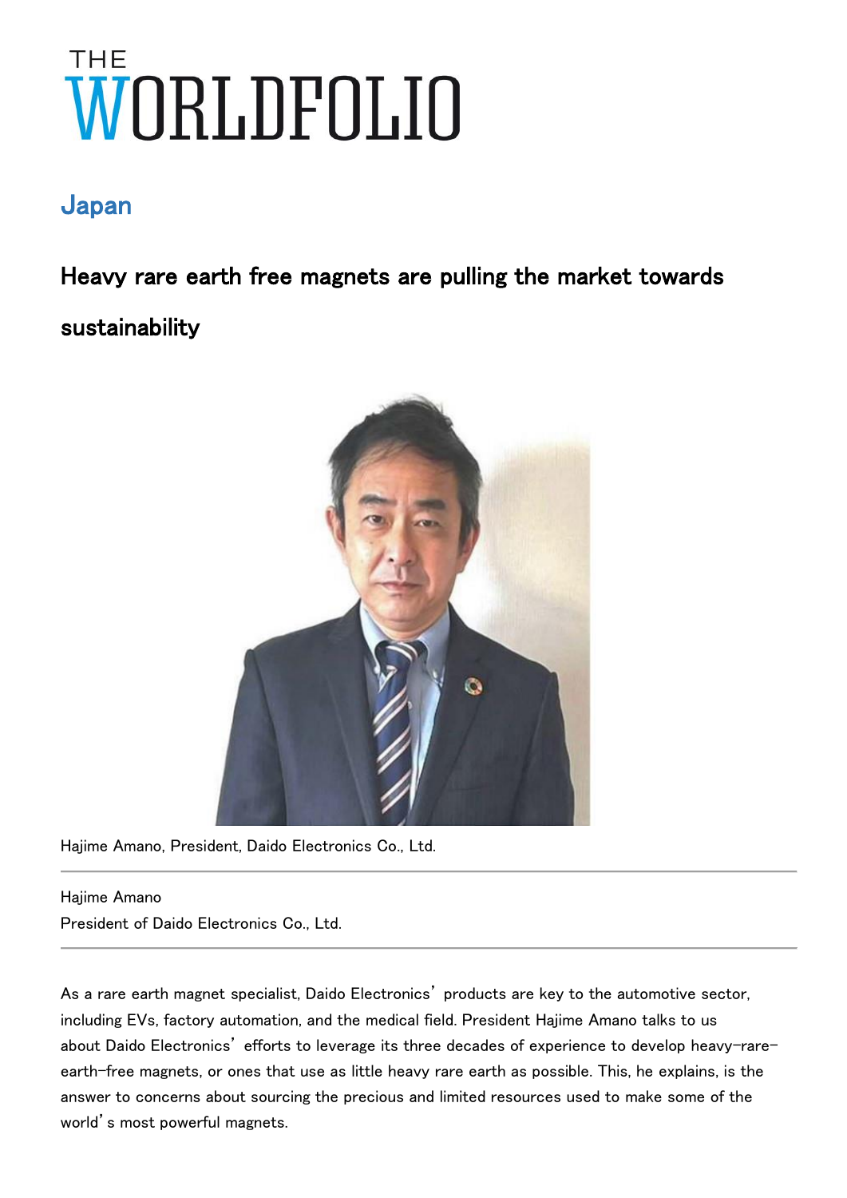# THE WORLDFOLIO

## Japan

# Heavy rare earth free magnets are pulling the market towards sustainability

Hajime Amano, President, Daido Electronics Co., Ltd.

---

Hajime Amano
President of Daido Electronics Co., Ltd.

---

As a rare earth magnet specialist, Daido Electronics' products are key to the automotive sector, including EVs, factory automation, and the medical field. President Hajime Amano talks to us about Daido Electronics' efforts to leverage its three decades of experience to develop heavy-rare-earth-free magnets, or ones that use as little heavy rare earth as possible. This, he explains, is the answer to concerns about sourcing the precious and limited resources used to make some of the world's most powerful magnets.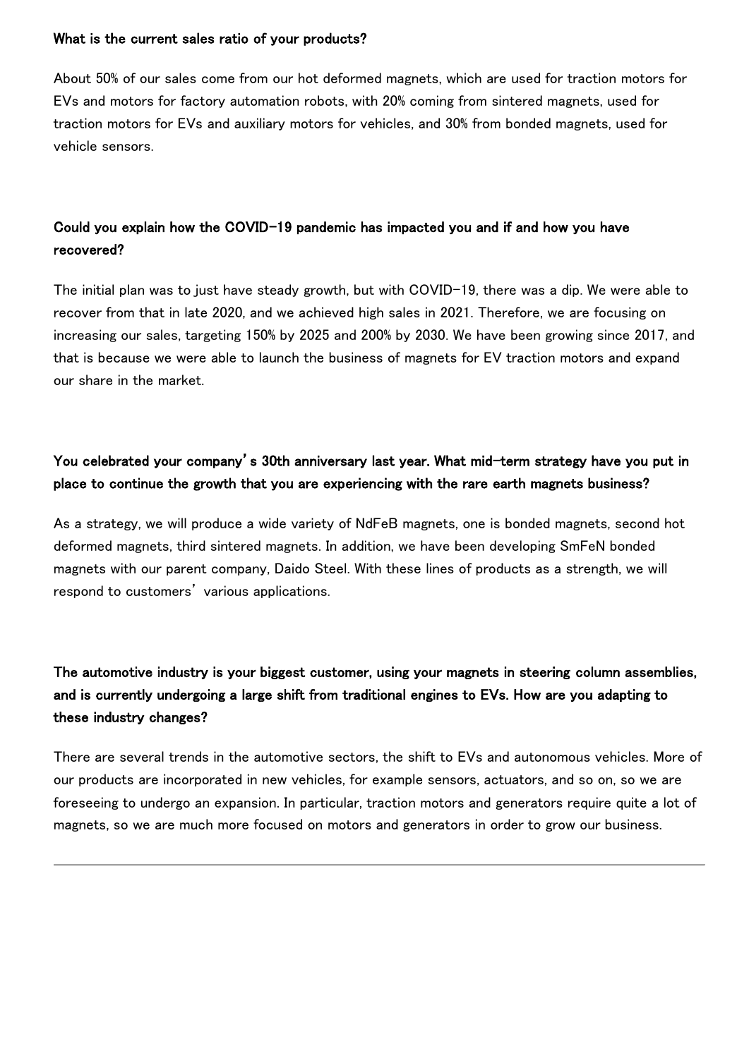**What is the current sales ratio of your products?**

About 50% of our sales come from our hot deformed magnets, which are used for traction motors for EVs and motors for factory automation robots, with 20% coming from sintered magnets, used for traction motors for EVs and auxiliary motors for vehicles, and 30% from bonded magnets, used for vehicle sensors.

**Could you explain how the COVID-19 pandemic has impacted you and if and how you have recovered?**

The initial plan was to just have steady growth, but with COVID-19, there was a dip. We were able to recover from that in late 2020, and we achieved high sales in 2021. Therefore, we are focusing on increasing our sales, targeting 150% by 2025 and 200% by 2030. We have been growing since 2017, and that is because we were able to launch the business of magnets for EV traction motors and expand our share in the market.

**You celebrated your company's 30th anniversary last year. What mid-term strategy have you put in place to continue the growth that you are experiencing with the rare earth magnets business?**

As a strategy, we will produce a wide variety of NdFeB magnets, one is bonded magnets, second hot deformed magnets, third sintered magnets. In addition, we have been developing SmFeN bonded magnets with our parent company, Daido Steel. With these lines of products as a strength, we will respond to customers' various applications.

**The automotive industry is your biggest customer, using your magnets in steering column assemblies, and is currently undergoing a large shift from traditional engines to EVs. How are you adapting to these industry changes?**

There are several trends in the automotive sectors, the shift to EVs and autonomous vehicles. More of our products are incorporated in new vehicles, for example sensors, actuators, and so on, so we are foreseeing to undergo an expansion. In particular, traction motors and generators require quite a lot of magnets, so we are much more focused on motors and generators in order to grow our business.

---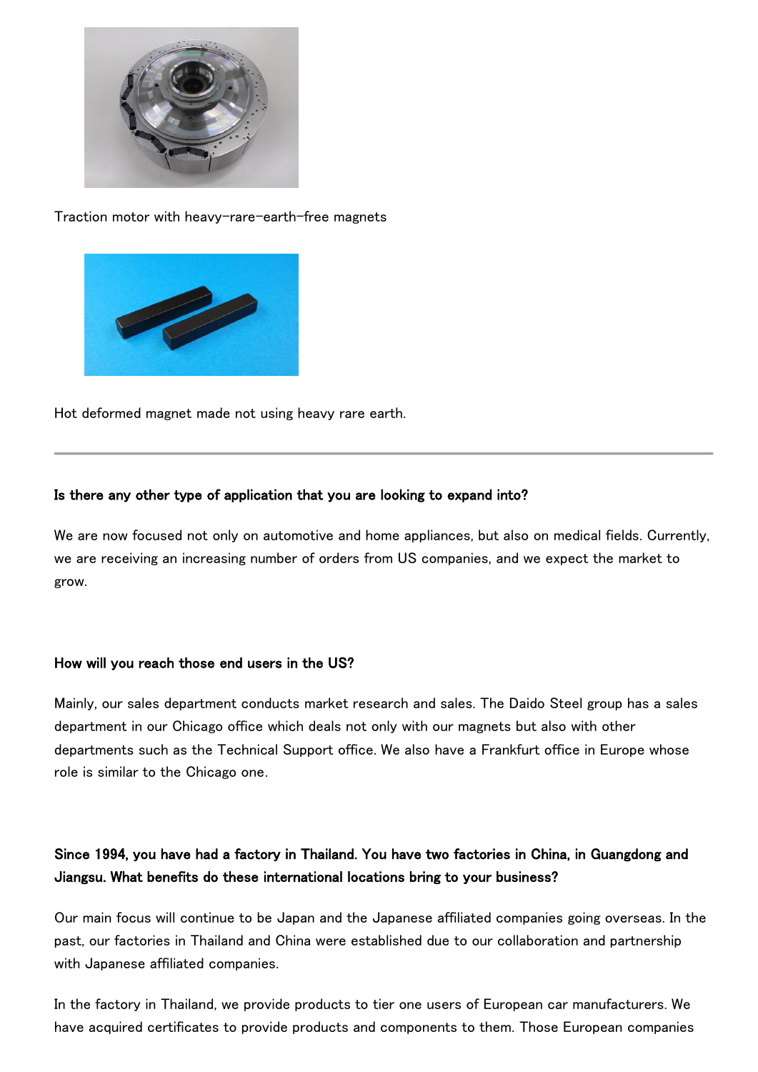Traction motor with heavy-rare-earth-free magnets

Hot deformed magnet made not using heavy rare earth.

---

**Is there any other type of application that you are looking to expand into?**

We are now focused not only on automotive and home appliances, but also on medical fields. Currently, we are receiving an increasing number of orders from US companies, and we expect the market to grow.

**How will you reach those end users in the US?**

Mainly, our sales department conducts market research and sales. The Daido Steel group has a sales department in our Chicago office which deals not only with our magnets but also with other departments such as the Technical Support office. We also have a Frankfurt office in Europe whose role is similar to the Chicago one.

**Since 1994, you have had a factory in Thailand. You have two factories in China, in Guangdong and Jiangsu. What benefits do these international locations bring to your business?**

Our main focus will continue to be Japan and the Japanese affiliated companies going overseas. In the past, our factories in Thailand and China were established due to our collaboration and partnership with Japanese affiliated companies.

In the factory in Thailand, we provide products to tier one users of European car manufacturers. We have acquired certificates to provide products and components to them. Those European companies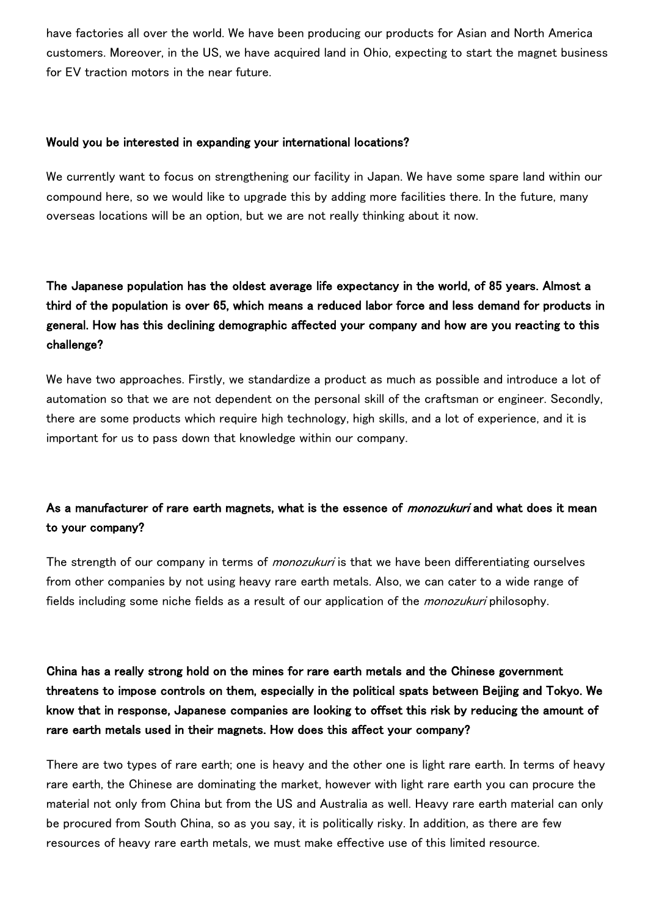have factories all over the world. We have been producing our products for Asian and North America customers. Moreover, in the US, we have acquired land in Ohio, expecting to start the magnet business for EV traction motors in the near future.

**Would you be interested in expanding your international locations?**

We currently want to focus on strengthening our facility in Japan. We have some spare land within our compound here, so we would like to upgrade this by adding more facilities there. In the future, many overseas locations will be an option, but we are not really thinking about it now.

**The Japanese population has the oldest average life expectancy in the world, of 85 years. Almost a third of the population is over 65, which means a reduced labor force and less demand for products in general. How has this declining demographic affected your company and how are you reacting to this challenge?**

We have two approaches. Firstly, we standardize a product as much as possible and introduce a lot of automation so that we are not dependent on the personal skill of the craftsman or engineer. Secondly, there are some products which require high technology, high skills, and a lot of experience, and it is important for us to pass down that knowledge within our company.

**As a manufacturer of rare earth magnets, what is the essence of *monozukuri* and what does it mean to your company?**

The strength of our company in terms of *monozukuri* is that we have been differentiating ourselves from other companies by not using heavy rare earth metals. Also, we can cater to a wide range of fields including some niche fields as a result of our application of the *monozukuri* philosophy.

**China has a really strong hold on the mines for rare earth metals and the Chinese government threatens to impose controls on them, especially in the political spats between Beijing and Tokyo. We know that in response, Japanese companies are looking to offset this risk by reducing the amount of rare earth metals used in their magnets. How does this affect your company?**

There are two types of rare earth; one is heavy and the other one is light rare earth. In terms of heavy rare earth, the Chinese are dominating the market, however with light rare earth you can procure the material not only from China but from the US and Australia as well. Heavy rare earth material can only be procured from South China, so as you say, it is politically risky. In addition, as there are few resources of heavy rare earth metals, we must make effective use of this limited resource.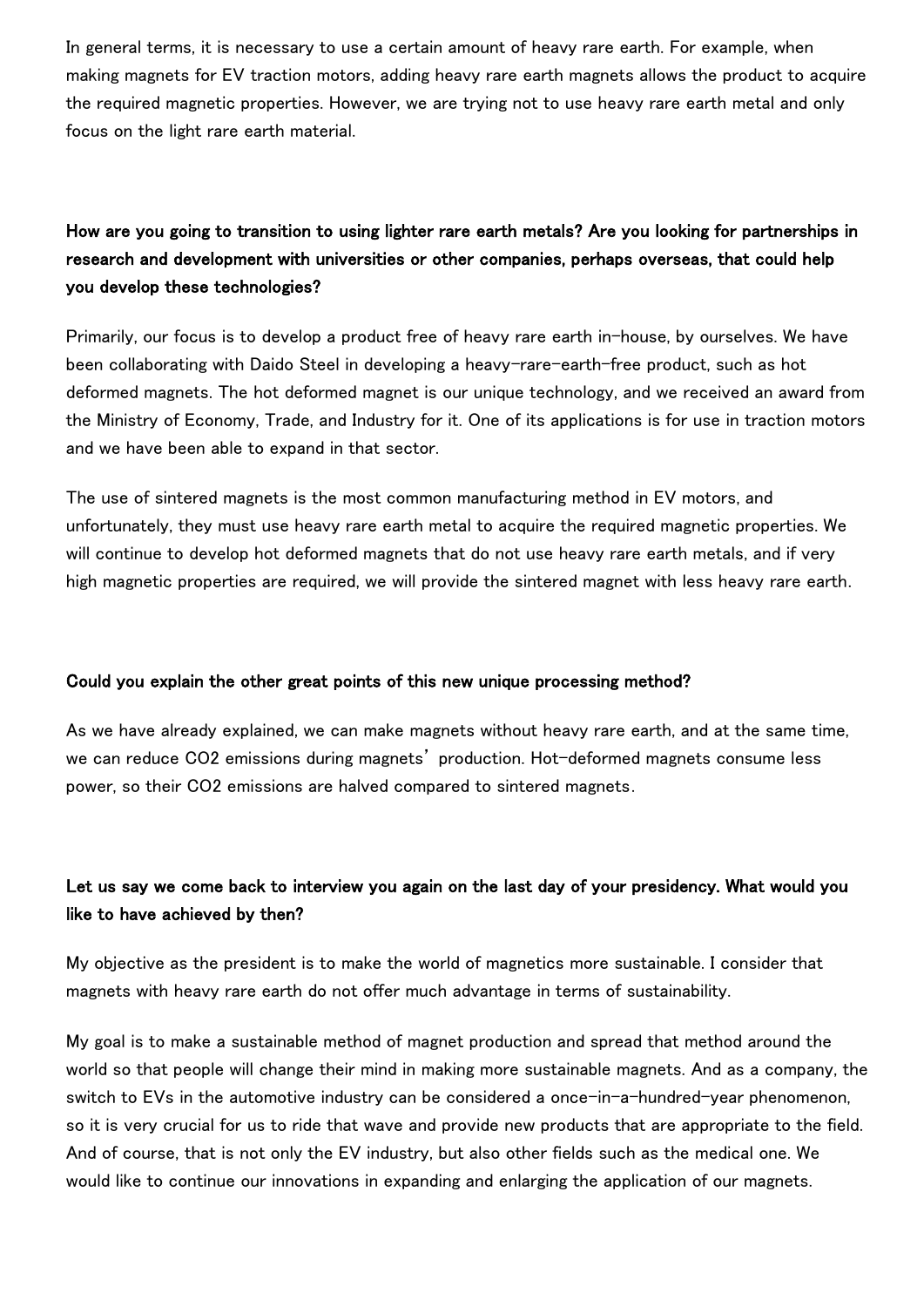In general terms, it is necessary to use a certain amount of heavy rare earth. For example, when making magnets for EV traction motors, adding heavy rare earth magnets allows the product to acquire the required magnetic properties. However, we are trying not to use heavy rare earth metal and only focus on the light rare earth material.

**How are you going to transition to using lighter rare earth metals? Are you looking for partnerships in research and development with universities or other companies, perhaps overseas, that could help you develop these technologies?**

Primarily, our focus is to develop a product free of heavy rare earth in-house, by ourselves. We have been collaborating with Daido Steel in developing a heavy-rare-earth-free product, such as hot deformed magnets. The hot deformed magnet is our unique technology, and we received an award from the Ministry of Economy, Trade, and Industry for it. One of its applications is for use in traction motors and we have been able to expand in that sector.

The use of sintered magnets is the most common manufacturing method in EV motors, and unfortunately, they must use heavy rare earth metal to acquire the required magnetic properties. We will continue to develop hot deformed magnets that do not use heavy rare earth metals, and if very high magnetic properties are required, we will provide the sintered magnet with less heavy rare earth.

**Could you explain the other great points of this new unique processing method?**

As we have already explained, we can make magnets without heavy rare earth, and at the same time, we can reduce $CO_2$ emissions during magnets' production. Hot-deformed magnets consume less power, so their $CO_2$ emissions are halved compared to sintered magnets.

**Let us say we come back to interview you again on the last day of your presidency. What would you like to have achieved by then?**

My objective as the president is to make the world of magnetics more sustainable. I consider that magnets with heavy rare earth do not offer much advantage in terms of sustainability.

My goal is to make a sustainable method of magnet production and spread that method around the world so that people will change their mind in making more sustainable magnets. And as a company, the switch to EVs in the automotive industry can be considered a once-in-a-hundred-year phenomenon, so it is very crucial for us to ride that wave and provide new products that are appropriate to the field. And of course, that is not only the EV industry, but also other fields such as the medical one. We would like to continue our innovations in expanding and enlarging the application of our magnets.